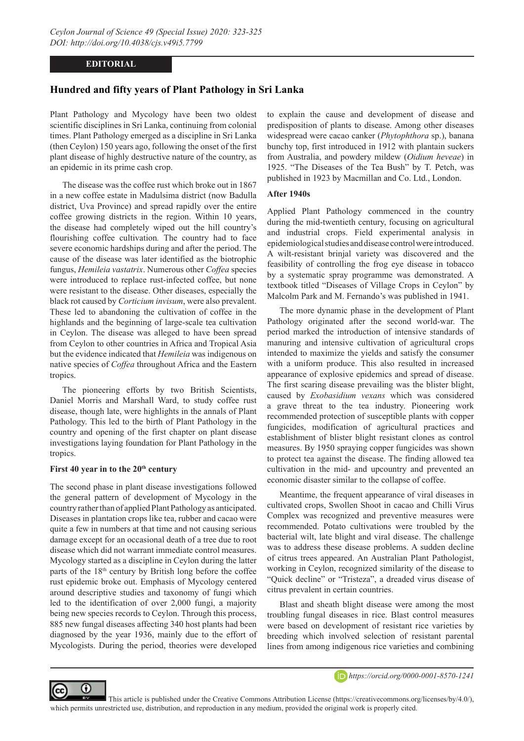**EDITORIAL**

# Hundred and fifty years of Plant Pathology in Sri Lanka

Plant Pathology and Mycology have been two oldest scientific disciplines in Sri Lanka, continuing from colonial times. Plant Pathology emerged as a discipline in Sri Lanka (then Ceylon) 150 years ago, following the onset of the first plant disease of highly destructive nature of the country, as an epidemic in its prime cash crop.

The disease was the coffee rust which broke out in 1867 in a new coffee estate in Madulsima district (now Badulla district, Uva Province) and spread rapidly over the entire coffee growing districts in the region. Within 10 years, the disease had completely wiped out the hill country's flourishing coffee cultivation. The country had to face severe economic hardships during and after the period. The cause of the disease was later identified as the biotrophic fungus, *Hemileia vastatrix*. Numerous other *Coffea* species were introduced to replace rust-infected coffee, but none were resistant to the disease. Other diseases, especially the black rot caused by *Corticium invisum*, were also prevalent. These led to abandoning the cultivation of coffee in the highlands and the beginning of large-scale tea cultivation in Ceylon. The disease was alleged to have been spread from Ceylon to other countries in Africa and Tropical Asia but the evidence indicated that *Hemileia* was indigenous on native species of *Coffea* throughout Africa and the Eastern tropics.

The pioneering efforts by two British Scientists, Daniel Morris and Marshall Ward, to study coffee rust disease, though late, were highlights in the annals of Plant Pathology. This led to the birth of Plant Pathology in the country and opening of the first chapter on plant disease investigations laying foundation for Plant Pathology in the tropics.

### First 40 year in to the 20th century

The second phase in plant disease investigations followed the general pattern of development of Mycology in the country rather than of applied Plant Pathology as anticipated. Diseases in plantation crops like tea, rubber and cacao were quite a few in numbers at that time and not causing serious damage except for an occasional death of a tree due to root disease which did not warrant immediate control measures. Mycology started as a discipline in Ceylon during the latter parts of the 18th century by British long before the coffee rust epidemic broke out. Emphasis of Mycology centered around descriptive studies and taxonomy of fungi which led to the identification of over 2,000 fungi, a majority being new species records to Ceylon. Through this process, 885 new fungal diseases affecting 340 host plants had been diagnosed by the year 1936, mainly due to the effort of Mycologists. During the period, theories were developed to explain the cause and development of disease and predisposition of plants to disease. Among other diseases widespread were cacao canker (*Phytophthora* sp.), banana bunchy top, first introduced in 1912 with plantain suckers from Australia, and powdery mildew (*Oidium heveae*) in 1925. "The Diseases of the Tea Bush" by T. Petch, was published in 1923 by Macmillan and Co. Ltd., London.

### After 1940s

Applied Plant Pathology commenced in the country during the mid-twentieth century, focusing on agricultural and industrial crops. Field experimental analysis in epidemiological studies and disease control were introduced. A wilt-resistant brinjal variety was discovered and the feasibility of controlling the frog eye disease in tobacco by a systematic spray programme was demonstrated. A textbook titled "Diseases of Village Crops in Ceylon" by Malcolm Park and M. Fernando's was published in 1941.

The more dynamic phase in the development of Plant Pathology originated after the second world-war. The period marked the introduction of intensive standards of manuring and intensive cultivation of agricultural crops intended to maximize the yields and satisfy the consumer with a uniform produce. This also resulted in increased appearance of explosive epidemics and spread of disease. The first scaring disease prevailing was the blister blight, caused by *Exobasidium vexans* which was considered a grave threat to the tea industry. Pioneering work recommended protection of susceptible plants with copper fungicides, modification of agricultural practices and establishment of blister blight resistant clones as control measures. By 1950 spraying copper fungicides was shown to protect tea against the disease. The finding allowed tea cultivation in the mid- and upcountry and prevented an economic disaster similar to the collapse of coffee.

Meantime, the frequent appearance of viral diseases in cultivated crops, Swollen Shoot in cacao and Chilli Virus Complex was recognized and preventive measures were recommended. Potato cultivations were troubled by the bacterial wilt, late blight and viral disease. The challenge was to address these disease problems. A sudden decline of citrus trees appeared. An Australian Plant Pathologist, working in Ceylon, recognized similarity of the disease to "Quick decline" or "Tristeza", a dreaded virus disease of citrus prevalent in certain countries.

Blast and sheath blight disease were among the most troubling fungal diseases in rice. Blast control measures were based on development of resistant rice varieties by breeding which involved selection of resistant parental lines from among indigenous rice varieties and combining

https://orcid.org/0000-0001-8570-1241

This article is published under the Creative Commons Attribution License (https://creativecommons.org/licenses/by/4.0/), which permits unrestricted use, distribution, and reproduction in any medium, provided the original work is properly cited.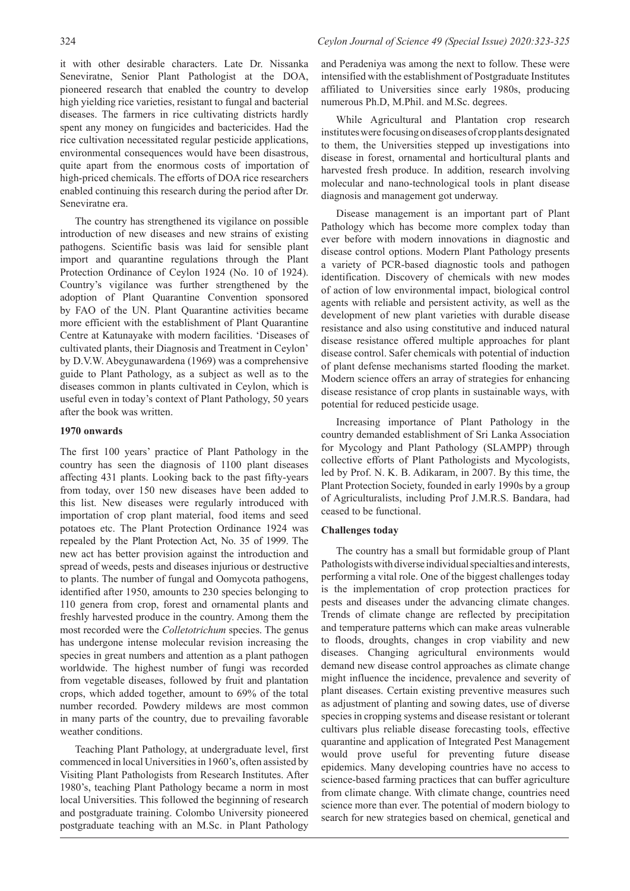it with other desirable characters. Late Dr. Nissanka Seneviratne, Senior Plant Pathologist at the DOA, pioneered research that enabled the country to develop high yielding rice varieties, resistant to fungal and bacterial diseases. The farmers in rice cultivating districts hardly spent any money on fungicides and bactericides. Had the rice cultivation necessitated regular pesticide applications, environmental consequences would have been disastrous, quite apart from the enormous costs of importation of high-priced chemicals. The efforts of DOA rice researchers enabled continuing this research during the period after Dr. Seneviratne era.

The country has strengthened its vigilance on possible introduction of new diseases and new strains of existing pathogens. Scientific basis was laid for sensible plant import and quarantine regulations through the Plant Protection Ordinance of Ceylon 1924 (No. 10 of 1924). Country's vigilance was further strengthened by the adoption of Plant Quarantine Convention sponsored by FAO of the UN. Plant Quarantine activities became more efficient with the establishment of Plant Quarantine Centre at Katunayake with modern facilities. 'Diseases of cultivated plants, their Diagnosis and Treatment in Ceylon' by D.V.W. Abeygunawardena (1969) was a comprehensive guide to Plant Pathology, as a subject as well as to the diseases common in plants cultivated in Ceylon, which is useful even in today's context of Plant Pathology, 50 years after the book was written.

## 1970 onwards

The first 100 years' practice of Plant Pathology in the country has seen the diagnosis of 1100 plant diseases affecting 431 plants. Looking back to the past fifty-years from today, over 150 new diseases have been added to this list. New diseases were regularly introduced with importation of crop plant material, food items and seed potatoes etc. The Plant Protection Ordinance 1924 was repealed by the Plant Protection Act, No. 35 of 1999. The new act has better provision against the introduction and spread of weeds, pests and diseases injurious or destructive to plants. The number of fungal and Oomycota pathogens, identified after 1950, amounts to 230 species belonging to 110 genera from crop, forest and ornamental plants and freshly harvested produce in the country. Among them the most recorded were the *Colletotrichum* species. The genus has undergone intense molecular revision increasing the species in great numbers and attention as a plant pathogen worldwide. The highest number of fungi was recorded from vegetable diseases, followed by fruit and plantation crops, which added together, amount to 69% of the total number recorded. Powdery mildews are most common in many parts of the country, due to prevailing favorable weather conditions.

Teaching Plant Pathology, at undergraduate level, first commenced in local Universities in 1960's, often assisted by Visiting Plant Pathologists from Research Institutes. After 1980's, teaching Plant Pathology became a norm in most local Universities. This followed the beginning of research and postgraduate training. Colombo University pioneered postgraduate teaching with an M.Sc. in Plant Pathology and Peradeniya was among the next to follow. These were intensified with the establishment of Postgraduate Institutes affiliated to Universities since early 1980s, producing numerous Ph.D, M.Phil. and M.Sc. degrees.

While Agricultural and Plantation crop research institutes were focusing on diseases of crop plants designated to them, the Universities stepped up investigations into disease in forest, ornamental and horticultural plants and harvested fresh produce. In addition, research involving molecular and nano-technological tools in plant disease diagnosis and management got underway.

Disease management is an important part of Plant Pathology which has become more complex today than ever before with modern innovations in diagnostic and disease control options. Modern Plant Pathology presents a variety of PCR-based diagnostic tools and pathogen identification. Discovery of chemicals with new modes of action of low environmental impact, biological control agents with reliable and persistent activity, as well as the development of new plant varieties with durable disease resistance and also using constitutive and induced natural disease resistance offered multiple approaches for plant disease control. Safer chemicals with potential of induction of plant defense mechanisms started flooding the market. Modern science offers an array of strategies for enhancing disease resistance of crop plants in sustainable ways, with potential for reduced pesticide usage.

Increasing importance of Plant Pathology in the country demanded establishment of Sri Lanka Association for Mycology and Plant Pathology (SLAMPP) through collective efforts of Plant Pathologists and Mycologists, led by Prof. N. K. B. Adikaram, in 2007. By this time, the Plant Protection Society, founded in early 1990s by a group of Agriculturalists, including Prof J.M.R.S. Bandara, had ceased to be functional.

## Challenges today

The country has a small but formidable group of Plant Pathologists with diverse individual specialties and interests, performing a vital role. One of the biggest challenges today is the implementation of crop protection practices for pests and diseases under the advancing climate changes. Trends of climate change are reflected by precipitation and temperature patterns which can make areas vulnerable to floods, droughts, changes in crop viability and new diseases. Changing agricultural environments would demand new disease control approaches as climate change might influence the incidence, prevalence and severity of plant diseases. Certain existing preventive measures such as adjustment of planting and sowing dates, use of diverse species in cropping systems and disease resistant or tolerant cultivars plus reliable disease forecasting tools, effective quarantine and application of Integrated Pest Management would prove useful for preventing future disease epidemics. Many developing countries have no access to science-based farming practices that can buffer agriculture from climate change. With climate change, countries need science more than ever. The potential of modern biology to search for new strategies based on chemical, genetical and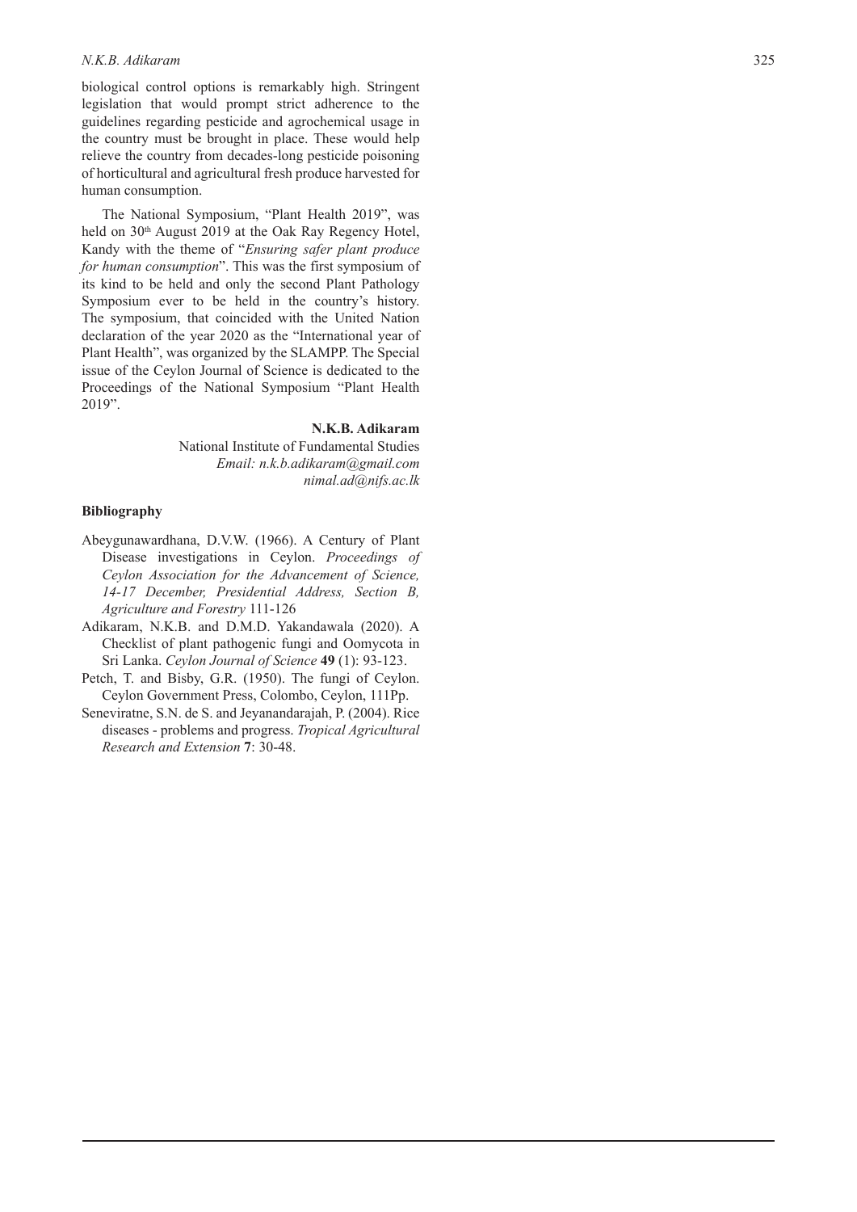biological control options is remarkably high. Stringent legislation that would prompt strict adherence to the guidelines regarding pesticide and agrochemical usage in the country must be brought in place. These would help relieve the country from decades-long pesticide poisoning of horticultural and agricultural fresh produce harvested for human consumption.

The National Symposium, "Plant Health 2019", was held on 30th August 2019 at the Oak Ray Regency Hotel, Kandy with the theme of "*Ensuring safer plant produce for human consumption*". This was the first symposium of its kind to be held and only the second Plant Pathology Symposium ever to be held in the country's history. The symposium, that coincided with the United Nation declaration of the year 2020 as the "International year of Plant Health", was organized by the SLAMPP. The Special issue of the Ceylon Journal of Science is dedicated to the Proceedings of the National Symposium "Plant Health 2019".

**N.K.B. Adikaram**
National Institute of Fundamental Studies
*Email: n.k.b.adikaram@gmail.com*
*nimal.ad@nifs.ac.lk*

## Bibliography

Abeygunawardhana, D.V.W. (1966). A Century of Plant Disease investigations in Ceylon. *Proceedings of Ceylon Association for the Advancement of Science, 14-17 December, Presidential Address, Section B, Agriculture and Forestry* 111-126

Adikaram, N.K.B. and D.M.D. Yakandawala (2020). A Checklist of plant pathogenic fungi and Oomycota in Sri Lanka. *Ceylon Journal of Science* **49** (1): 93-123.

Petch, T. and Bisby, G.R. (1950). The fungi of Ceylon. Ceylon Government Press, Colombo, Ceylon, 111Pp.

Seneviratne, S.N. de S. and Jeyanandarajah, P. (2004). Rice diseases - problems and progress. *Tropical Agricultural Research and Extension* **7**: 30-48.